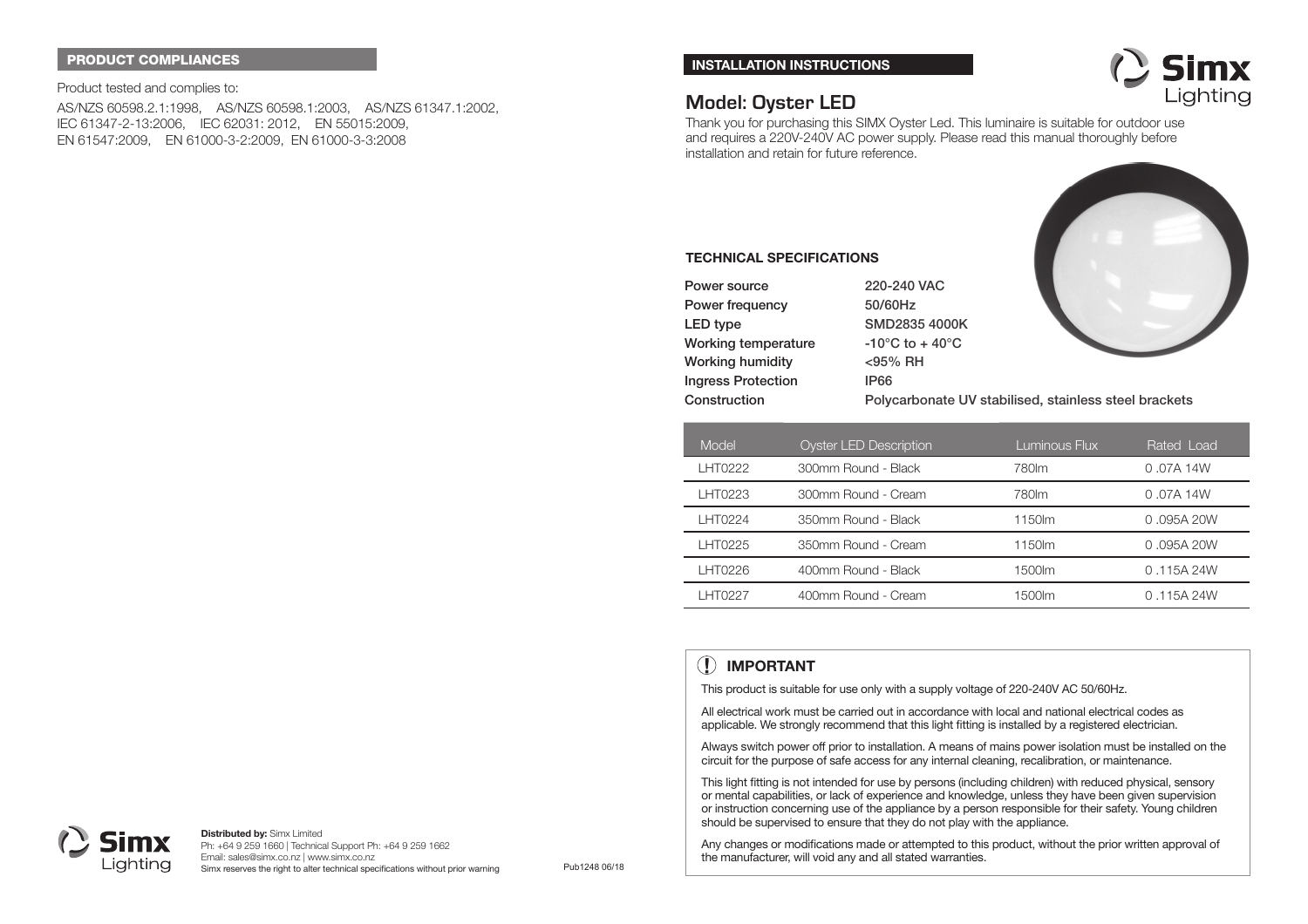## PRODUCT COMPLIANCES

Product tested and complies to:

AS/NZS 60598.2.1:1998, AS/NZS 60598.1:2003, AS/NZS 61347.1:2002, IEC 61347-2-13:2006, IEC 62031: 2012, EN 55015:2009, EN 61547:2009, EN 61000-3-2:2009, EN 61000-3-3:2008

**Distributed by:** Simx Limited
Ph: +64 9 259 1660 | Technical Support Ph: +64 9 259 1662
Email: sales@simx.co.nz | www.simx.co.nz
Simx reserves the right to alter technical specifications without prior warning

Pub1248 06/18

## INSTALLATION INSTRUCTIONS

# Model: Oyster LED

Thank you for purchasing this SIMX Oyster Led. This luminaire is suitable for outdoor use and requires a 220V-240V AC power supply. Please read this manual thoroughly before installation and retain for future reference.

### TECHNICAL SPECIFICATIONS

| | |
|---|---|
| **Power source** | **220-240 VAC** |
| **Power frequency** | **50/60Hz** |
| **LED type** | **SMD2835 4000K** |
| **Working temperature** | **-10°C to + 40°C** |
| **Working humidity** | **<95% RH** |
| **Ingress Protection** | **IP66** |
| **Construction** | **Polycarbonate UV stabilised, stainless steel brackets** |

| Model | Oyster LED Description | Luminous Flux | Rated Load |
|---|---|---|---|
| LHT0222 | 300mm Round - Black | 780lm | 0 .07A 14W |
| LHT0223 | 300mm Round - Cream | 780lm | 0 .07A 14W |
| LHT0224 | 350mm Round - Black | 1150lm | 0 .095A 20W |
| LHT0225 | 350mm Round - Cream | 1150lm | 0 .095A 20W |
| LHT0226 | 400mm Round - Black | 1500lm | 0 .115A 24W |
| LHT0227 | 400mm Round - Cream | 1500lm | 0 .115A 24W |

### IMPORTANT

This product is suitable for use only with a supply voltage of 220-240V AC 50/60Hz.

All electrical work must be carried out in accordance with local and national electrical codes as applicable. We strongly recommend that this light fitting is installed by a registered electrician.

Always switch power off prior to installation. A means of mains power isolation must be installed on the circuit for the purpose of safe access for any internal cleaning, recalibration, or maintenance.

This light fitting is not intended for use by persons (including children) with reduced physical, sensory or mental capabilities, or lack of experience and knowledge, unless they have been given supervision or instruction concerning use of the appliance by a person responsible for their safety. Young children should be supervised to ensure that they do not play with the appliance.

Any changes or modifications made or attempted to this product, without the prior written approval of the manufacturer, will void any and all stated warranties.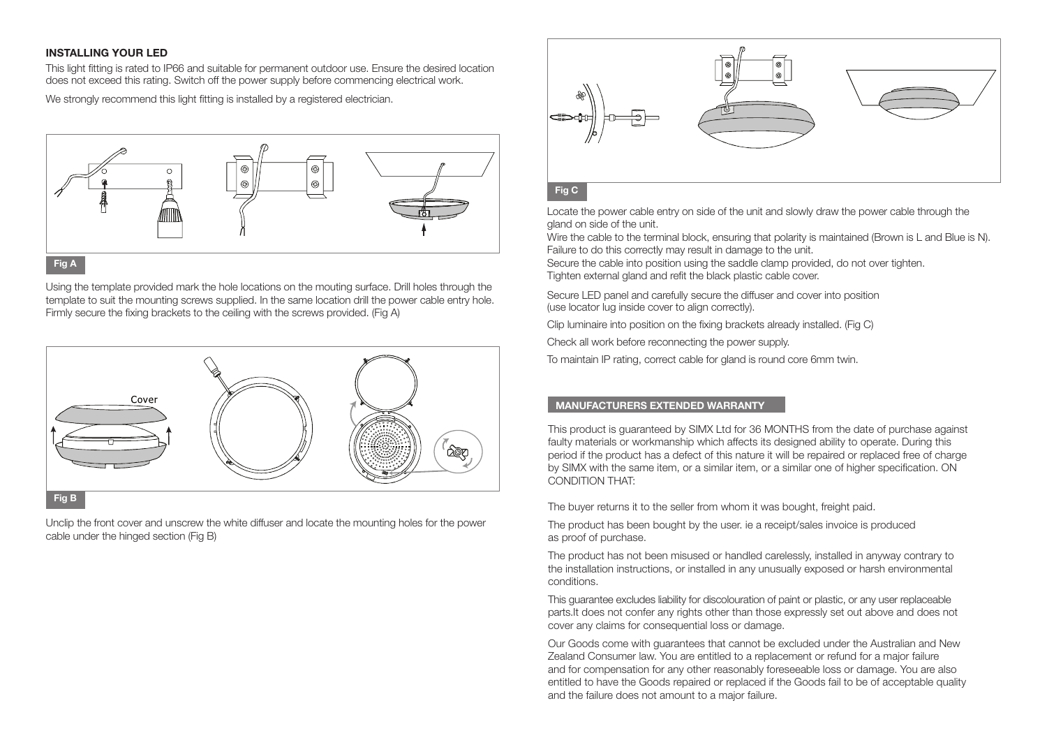## INSTALLING YOUR LED

This light fitting is rated to IP66 and suitable for permanent outdoor use. Ensure the desired location does not exceed this rating. Switch off the power supply before commencing electrical work.

We strongly recommend this light fitting is installed by a registered electrician.

Fig A

Using the template provided mark the hole locations on the mouting surface. Drill holes through the template to suit the mounting screws supplied. In the same location drill the power cable entry hole. Firmly secure the fixing brackets to the ceiling with the screws provided. (Fig A)

Cover

Fig B

Unclip the front cover and unscrew the white diffuser and locate the mounting holes for the power cable under the hinged section (Fig B)

Fig C

Locate the power cable entry on side of the unit and slowly draw the power cable through the gland on side of the unit.
Wire the cable to the terminal block, ensuring that polarity is maintained (Brown is L and Blue is N). Failure to do this correctly may result in damage to the unit.
Secure the cable into position using the saddle clamp provided, do not over tighten.
Tighten external gland and refit the black plastic cable cover.

Secure LED panel and carefully secure the diffuser and cover into position (use locator lug inside cover to align correctly).

Clip luminaire into position on the fixing brackets already installed. (Fig C)

Check all work before reconnecting the power supply.

To maintain IP rating, correct cable for gland is round core 6mm twin.

## MANUFACTURERS EXTENDED WARRANTY

This product is guaranteed by SIMX Ltd for 36 MONTHS from the date of purchase against faulty materials or workmanship which affects its designed ability to operate. During this period if the product has a defect of this nature it will be repaired or replaced free of charge by SIMX with the same item, or a similar item, or a similar one of higher specification. ON CONDITION THAT:

The buyer returns it to the seller from whom it was bought, freight paid.

The product has been bought by the user. ie a receipt/sales invoice is produced as proof of purchase.

The product has not been misused or handled carelessly, installed in anyway contrary to the installation instructions, or installed in any unusually exposed or harsh environmental conditions.

This guarantee excludes liability for discolouration of paint or plastic, or any user replaceable parts.It does not confer any rights other than those expressly set out above and does not cover any claims for consequential loss or damage.

Our Goods come with guarantees that cannot be excluded under the Australian and New Zealand Consumer law. You are entitled to a replacement or refund for a major failure and for compensation for any other reasonably foreseeable loss or damage. You are also entitled to have the Goods repaired or replaced if the Goods fail to be of acceptable quality and the failure does not amount to a major failure.